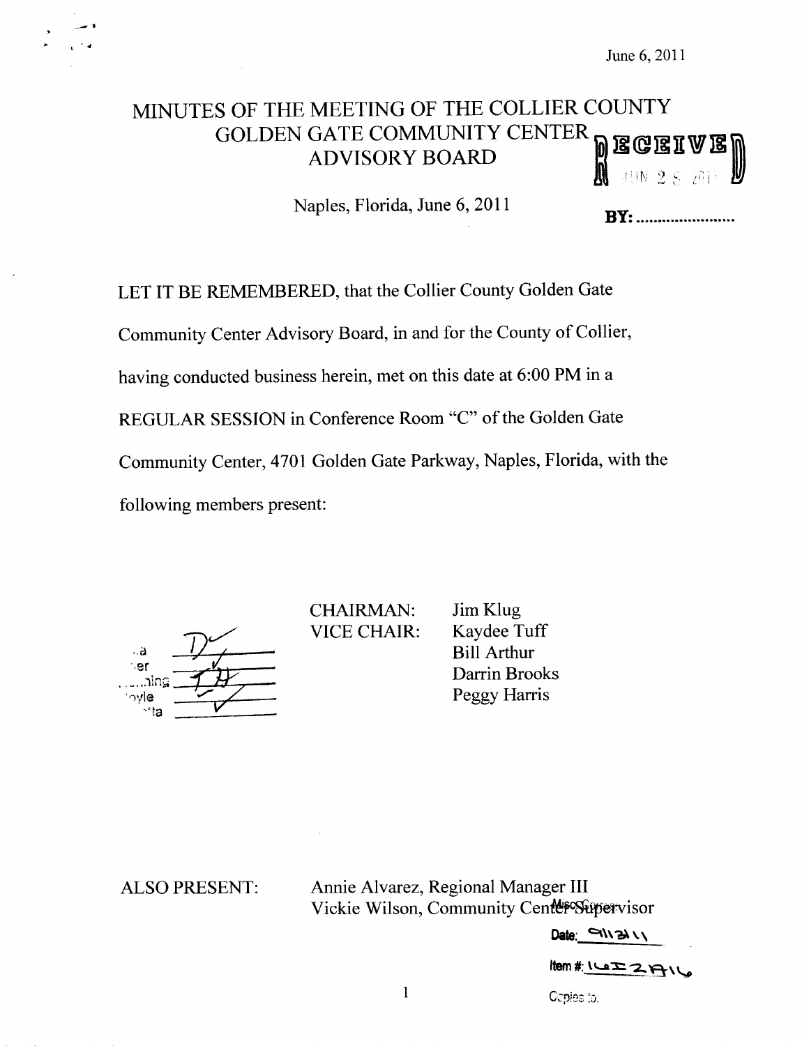June 6, 2011

# MINUTES OF THE MEETING OF THE COLLIER COUNTY GOLDEN GATE COMMUNITY CENTER ADVISORY BOARD

RECEIVED JUN 28 2011

BY: ......................

Naples, Florida, June 6, 2011

LET IT BE REMEMBERED, that the Collier County Golden Gate Community Center Advisory Board, in and for the County of Collier, having conducted business herein, met on this date at 6:00 PM in a REGULAR SESSION in Conference Room "C" of the Golden Gate Community Center, 4701 Golden Gate Parkway, Naples, Florida, with the following members present:

| | |
|---|---|
| CHAIRMAN: | Jim Klug |
| VICE CHAIR: | Kaydee Tuff |
| | Bill Arthur |
| | Darrin Brooks |
| | Peggy Harris |

ALSO PRESENT: Annie Alvarez, Regional Manager III
Vickie Wilson, Community Center Supervisor

Misc. Corres:

Date: 9/13/11

Item #: 16I2A16

Copies to: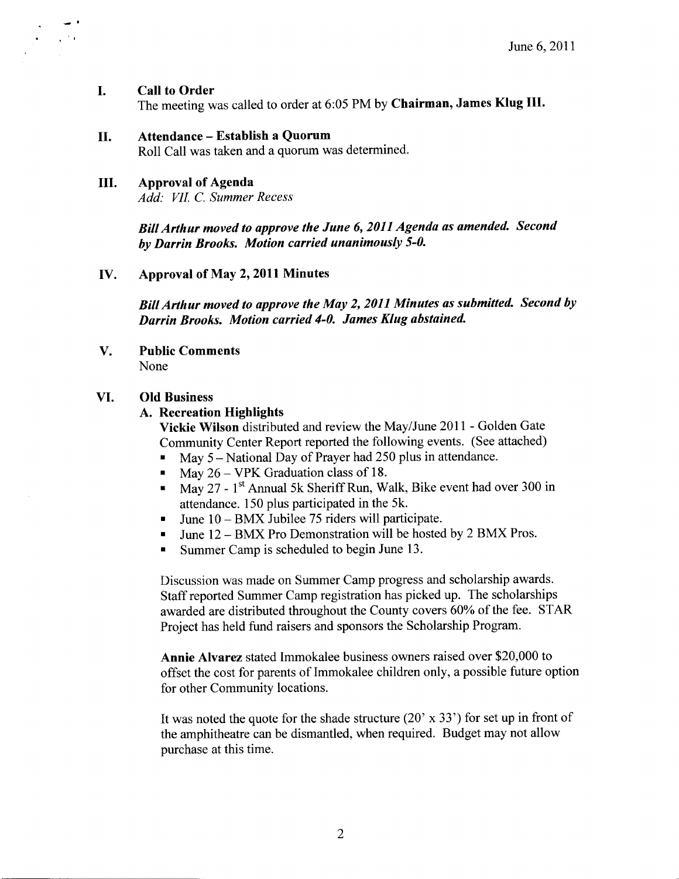June 6, 2011

## I. Call to Order

The meeting was called to order at 6:05 PM by **Chairman, James Klug III.**

## II. Attendance – Establish a Quorum

Roll Call was taken and a quorum was determined.

## III. Approval of Agenda

*Add: VII. C. Summer Recess*

***Bill Arthur moved to approve the June 6, 2011 Agenda as amended. Second by Darrin Brooks. Motion carried unanimously 5-0.***

## IV. Approval of May 2, 2011 Minutes

***Bill Arthur moved to approve the May 2, 2011 Minutes as submitted. Second by Darrin Brooks. Motion carried 4-0. James Klug abstained.***

## V. Public Comments

None

## VI. Old Business

### A. Recreation Highlights

**Vickie Wilson** distributed and review the May/June 2011 - Golden Gate Community Center Report reported the following events. (See attached)

- May 5 – National Day of Prayer had 250 plus in attendance.
- May 26 – VPK Graduation class of 18.
- May 27 - 1st Annual 5k Sheriff Run, Walk, Bike event had over 300 in attendance. 150 plus participated in the 5k.
- June 10 – BMX Jubilee 75 riders will participate.
- June 12 – BMX Pro Demonstration will be hosted by 2 BMX Pros.
- Summer Camp is scheduled to begin June 13.

Discussion was made on Summer Camp progress and scholarship awards. Staff reported Summer Camp registration has picked up. The scholarships awarded are distributed throughout the County covers 60% of the fee. STAR Project has held fund raisers and sponsors the Scholarship Program.

**Annie Alvarez** stated Immokalee business owners raised over $20,000 to offset the cost for parents of Immokalee children only, a possible future option for other Community locations.

It was noted the quote for the shade structure (20' x 33') for set up in front of the amphitheatre can be dismantled, when required. Budget may not allow purchase at this time.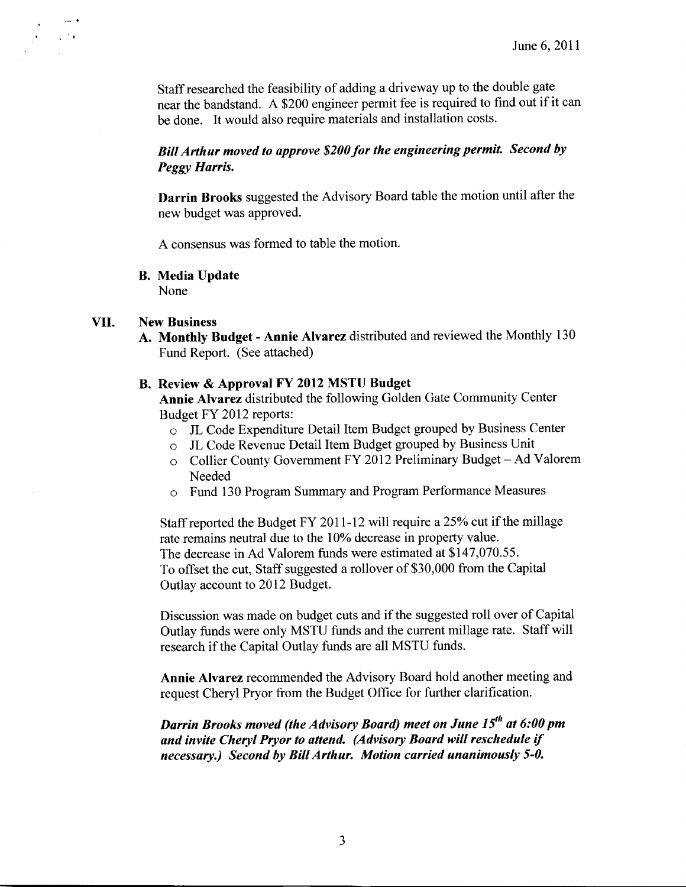Staff researched the feasibility of adding a driveway up to the double gate near the bandstand. A $200 engineer permit fee is required to find out if it can be done. It would also require materials and installation costs.

***Bill Arthur moved to approve $200 for the engineering permit. Second by Peggy Harris.***

**Darrin Brooks** suggested the Advisory Board table the motion until after the new budget was approved.

A consensus was formed to table the motion.

**B. Media Update**
None

## VII. New Business

**A. Monthly Budget - Annie Alvarez** distributed and reviewed the Monthly 130 Fund Report. (See attached)

**B. Review & Approval FY 2012 MSTU Budget**
**Annie Alvarez** distributed the following Golden Gate Community Center Budget FY 2012 reports:

- JL Code Expenditure Detail Item Budget grouped by Business Center
- JL Code Revenue Detail Item Budget grouped by Business Unit
- Collier County Government FY 2012 Preliminary Budget – Ad Valorem Needed
- Fund 130 Program Summary and Program Performance Measures

Staff reported the Budget FY 2011-12 will require a 25% cut if the millage rate remains neutral due to the 10% decrease in property value.
The decrease in Ad Valorem funds were estimated at $147,070.55.
To offset the cut, Staff suggested a rollover of $30,000 from the Capital Outlay account to 2012 Budget.

Discussion was made on budget cuts and if the suggested roll over of Capital Outlay funds were only MSTU funds and the current millage rate. Staff will research if the Capital Outlay funds are all MSTU funds.

**Annie Alvarez** recommended the Advisory Board hold another meeting and request Cheryl Pryor from the Budget Office for further clarification.

***Darrin Brooks moved (the Advisory Board) meet on June 15th at 6:00 pm and invite Cheryl Pryor to attend. (Advisory Board will reschedule if necessary.) Second by Bill Arthur. Motion carried unanimously 5-0.***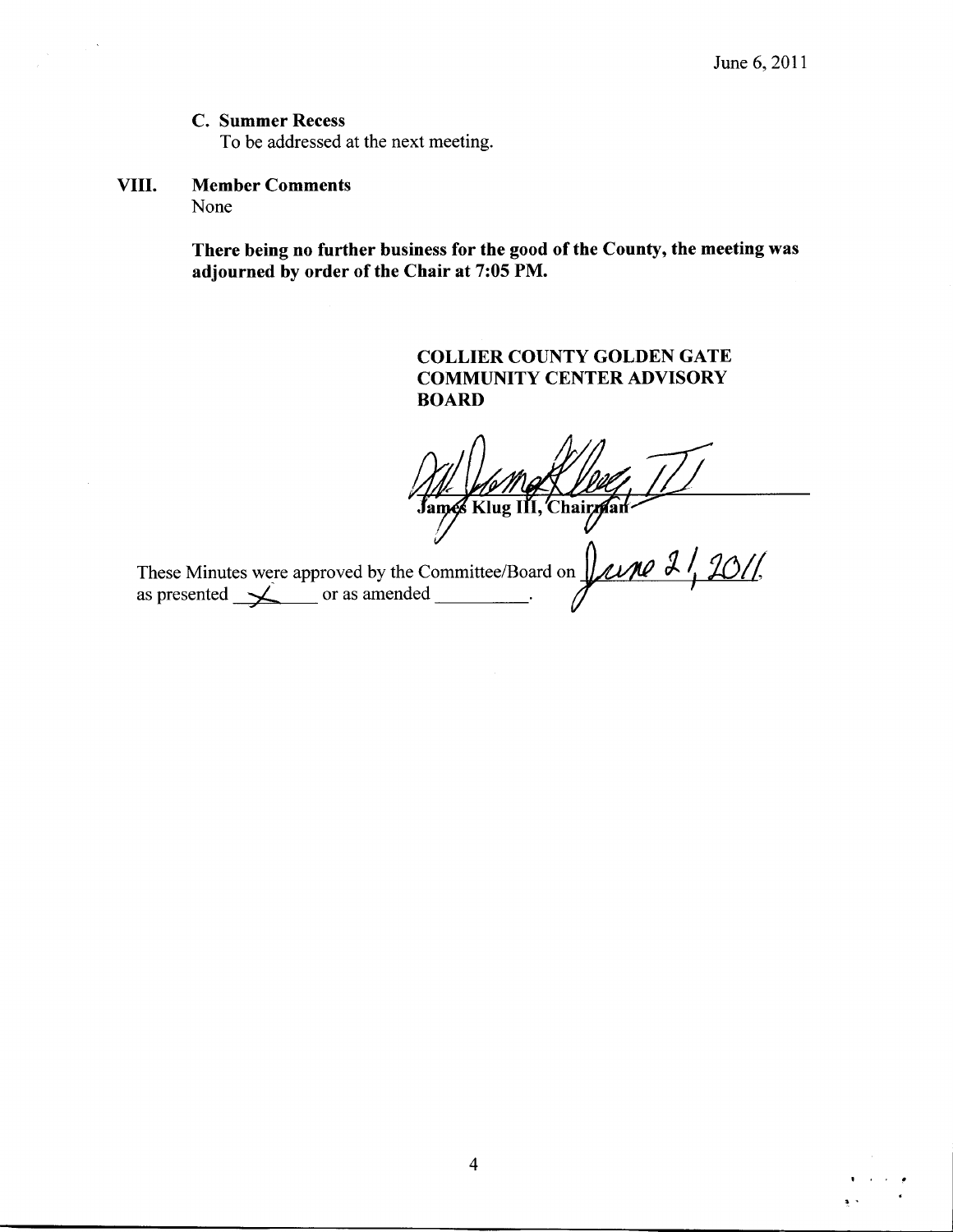June 6, 2011

**C. Summer Recess**

To be addressed at the next meeting.

**VIII. Member Comments**

None

**There being no further business for the good of the County, the meeting was adjourned by order of the Chair at 7:05 PM.**

**COLLIER COUNTY GOLDEN GATE COMMUNITY CENTER ADVISORY BOARD**

James Klug III, Chairman

These Minutes were approved by the Committee/Board on June 21, 2011 as presented ✓ or as amended \_\_\_\_\_\_\_\_\_\_.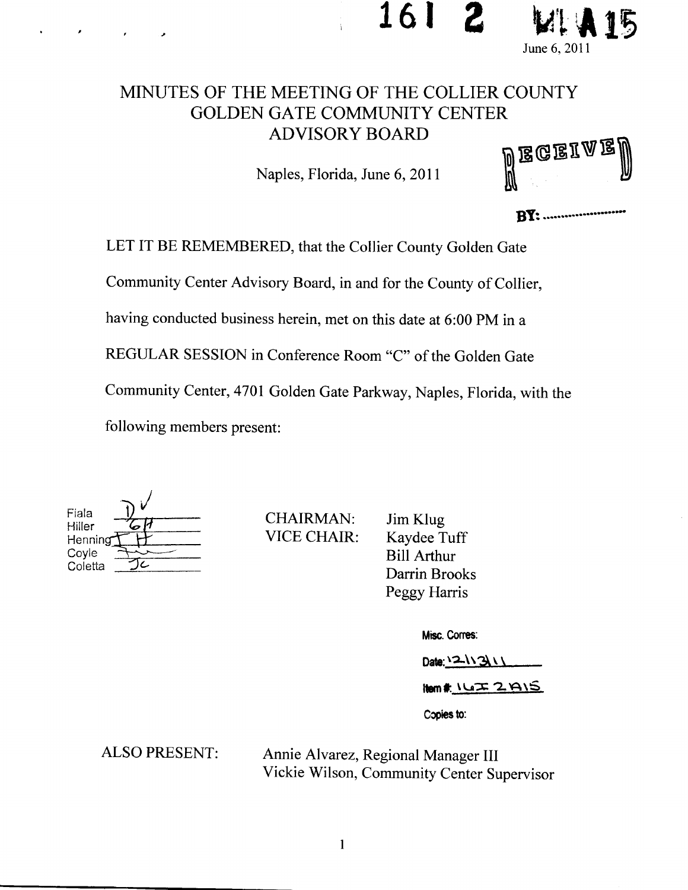161 2 MI A15

June 6, 2011

# MINUTES OF THE MEETING OF THE COLLIER COUNTY GOLDEN GATE COMMUNITY CENTER ADVISORY BOARD

Naples, Florida, June 6, 2011

RECEIVED

BY: ........................

LET IT BE REMEMBERED, that the Collier County Golden Gate Community Center Advisory Board, in and for the County of Collier, having conducted business herein, met on this date at 6:00 PM in a REGULAR SESSION in Conference Room "C" of the Golden Gate Community Center, 4701 Golden Gate Parkway, Naples, Florida, with the following members present:

| | |
|---|---|
| Fiala | ✓ |
| Hiller | GH |
| Henning | TH |
| Coyle | |
| Coletta | JC |

| | |
|---|---|
| CHAIRMAN: | Jim Klug |
| VICE CHAIR: | Kaydee Tuff |
| | Bill Arthur |
| | Darrin Brooks |
| | Peggy Harris |

Misc. Corres:

Date: 12\13\11

Item #: 16I 2A15

Copies to:

| | |
|---|---|
| ALSO PRESENT: | Annie Alvarez, Regional Manager III |
| | Vickie Wilson, Community Center Supervisor |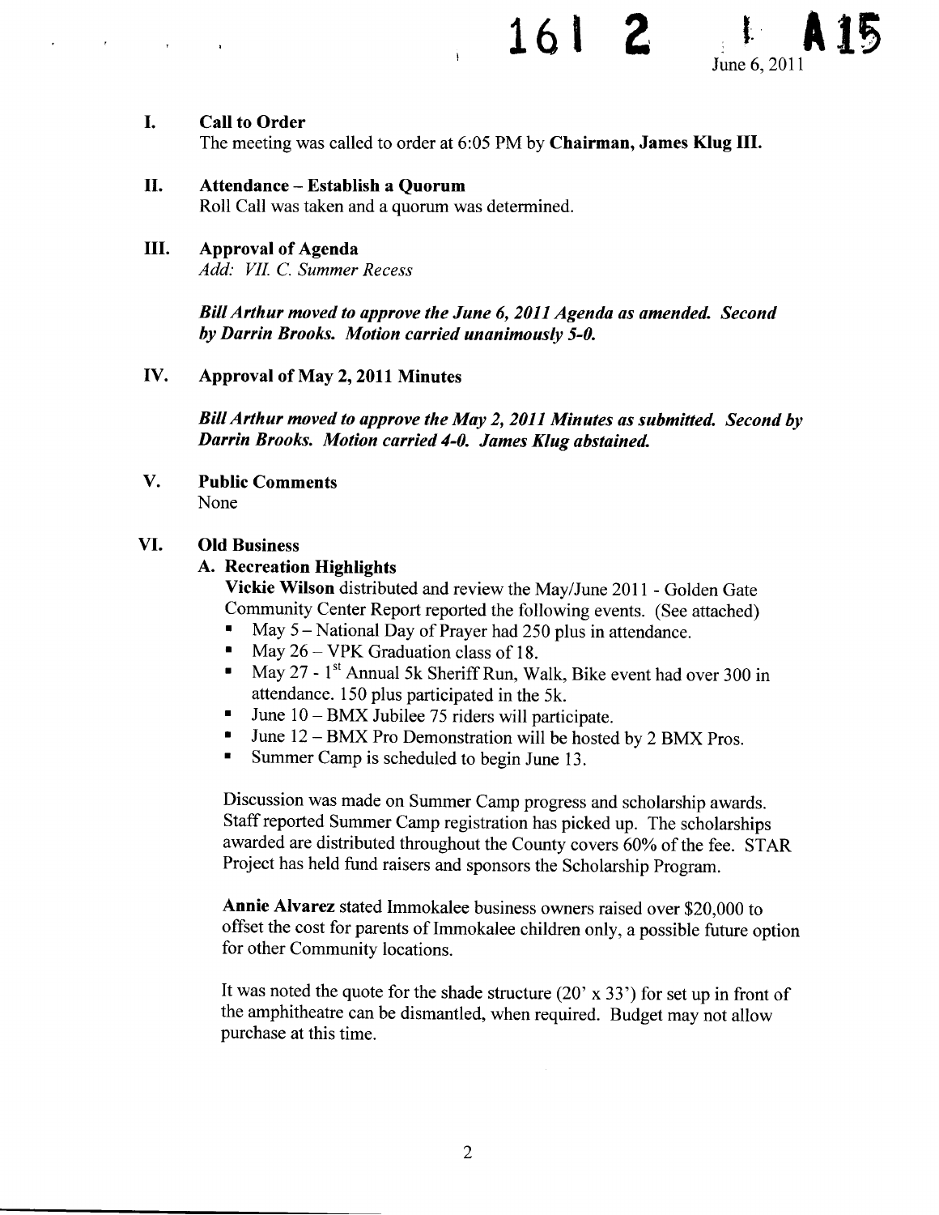June 6, 2011

## I. Call to Order

The meeting was called to order at 6:05 PM by **Chairman, James Klug III.**

## II. Attendance – Establish a Quorum

Roll Call was taken and a quorum was determined.

## III. Approval of Agenda

*Add: VII. C. Summer Recess*

***Bill Arthur moved to approve the June 6, 2011 Agenda as amended. Second by Darrin Brooks. Motion carried unanimously 5-0.***

## IV. Approval of May 2, 2011 Minutes

***Bill Arthur moved to approve the May 2, 2011 Minutes as submitted. Second by Darrin Brooks. Motion carried 4-0. James Klug abstained.***

## V. Public Comments

None

## VI. Old Business

### A. Recreation Highlights

**Vickie Wilson** distributed and review the May/June 2011 - Golden Gate Community Center Report reported the following events. (See attached)

- May 5 – National Day of Prayer had 250 plus in attendance.
- May 26 – VPK Graduation class of 18.
- May 27 - 1st Annual 5k Sheriff Run, Walk, Bike event had over 300 in attendance. 150 plus participated in the 5k.
- June 10 – BMX Jubilee 75 riders will participate.
- June 12 – BMX Pro Demonstration will be hosted by 2 BMX Pros.
- Summer Camp is scheduled to begin June 13.

Discussion was made on Summer Camp progress and scholarship awards. Staff reported Summer Camp registration has picked up. The scholarships awarded are distributed throughout the County covers 60% of the fee. STAR Project has held fund raisers and sponsors the Scholarship Program.

**Annie Alvarez** stated Immokalee business owners raised over $20,000 to offset the cost for parents of Immokalee children only, a possible future option for other Community locations.

It was noted the quote for the shade structure (20' x 33') for set up in front of the amphitheatre can be dismantled, when required. Budget may not allow purchase at this time.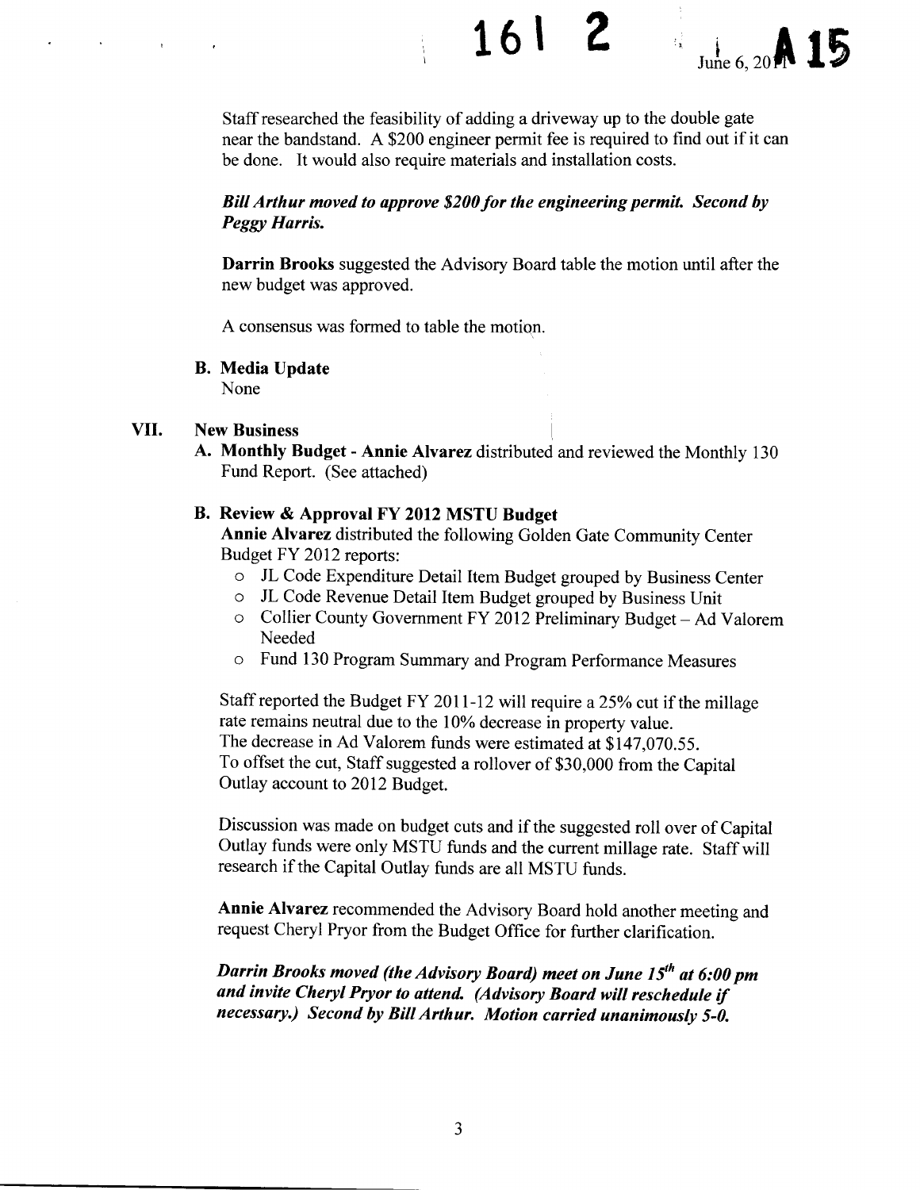Staff researched the feasibility of adding a driveway up to the double gate near the bandstand. A $200 engineer permit fee is required to find out if it can be done. It would also require materials and installation costs.

***Bill Arthur moved to approve $200 for the engineering permit. Second by Peggy Harris.***

**Darrin Brooks** suggested the Advisory Board table the motion until after the new budget was approved.

A consensus was formed to table the motion.

**B. Media Update**
None

## VII. New Business

**A. Monthly Budget - Annie Alvarez** distributed and reviewed the Monthly 130 Fund Report. (See attached)

**B. Review & Approval FY 2012 MSTU Budget**

**Annie Alvarez** distributed the following Golden Gate Community Center Budget FY 2012 reports:

- JL Code Expenditure Detail Item Budget grouped by Business Center
- JL Code Revenue Detail Item Budget grouped by Business Unit
- Collier County Government FY 2012 Preliminary Budget – Ad Valorem Needed
- Fund 130 Program Summary and Program Performance Measures

Staff reported the Budget FY 2011-12 will require a 25% cut if the millage rate remains neutral due to the 10% decrease in property value.
The decrease in Ad Valorem funds were estimated at $147,070.55.
To offset the cut, Staff suggested a rollover of $30,000 from the Capital Outlay account to 2012 Budget.

Discussion was made on budget cuts and if the suggested roll over of Capital Outlay funds were only MSTU funds and the current millage rate. Staff will research if the Capital Outlay funds are all MSTU funds.

**Annie Alvarez** recommended the Advisory Board hold another meeting and request Cheryl Pryor from the Budget Office for further clarification.

***Darrin Brooks moved (the Advisory Board) meet on June 15th at 6:00 pm and invite Cheryl Pryor to attend. (Advisory Board will reschedule if necessary.) Second by Bill Arthur. Motion carried unanimously 5-0.***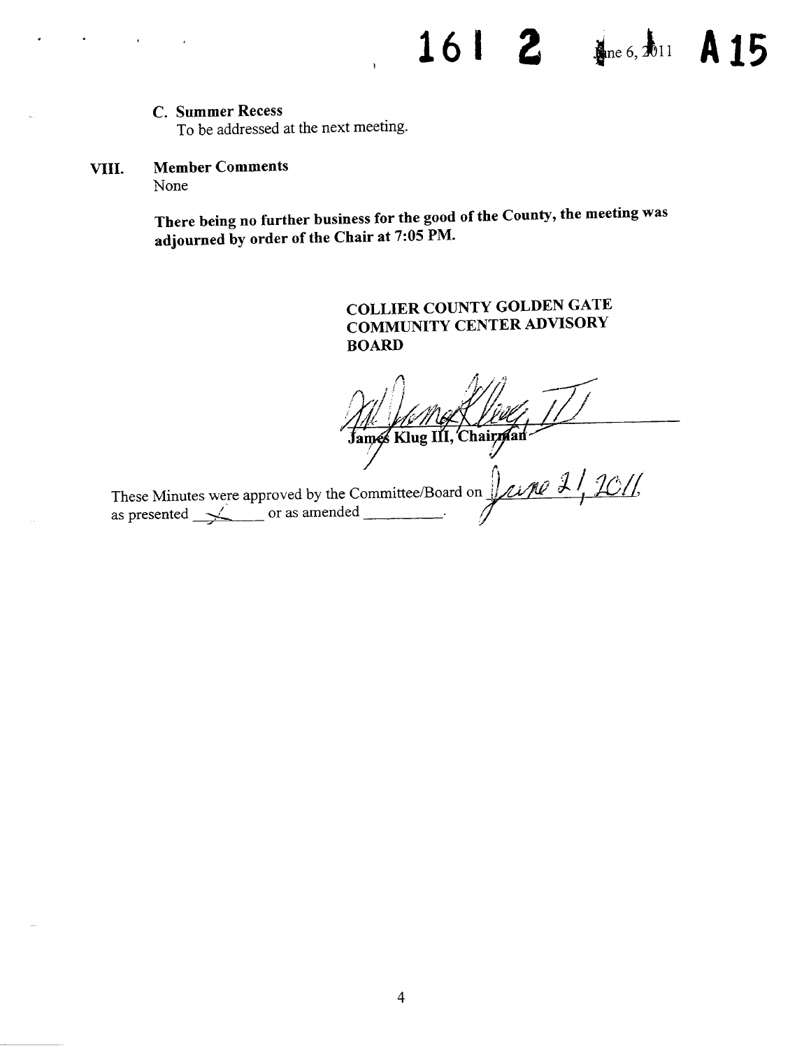### C. Summer Recess

To be addressed at the next meeting.

## VIII. Member Comments

None

**There being no further business for the good of the County, the meeting was adjourned by order of the Chair at 7:05 PM.**

**COLLIER COUNTY GOLDEN GATE COMMUNITY CENTER ADVISORY BOARD**

James Klug III, Chairman

These Minutes were approved by the Committee/Board on June 21, 2011 as presented ✓ or as amended ________.